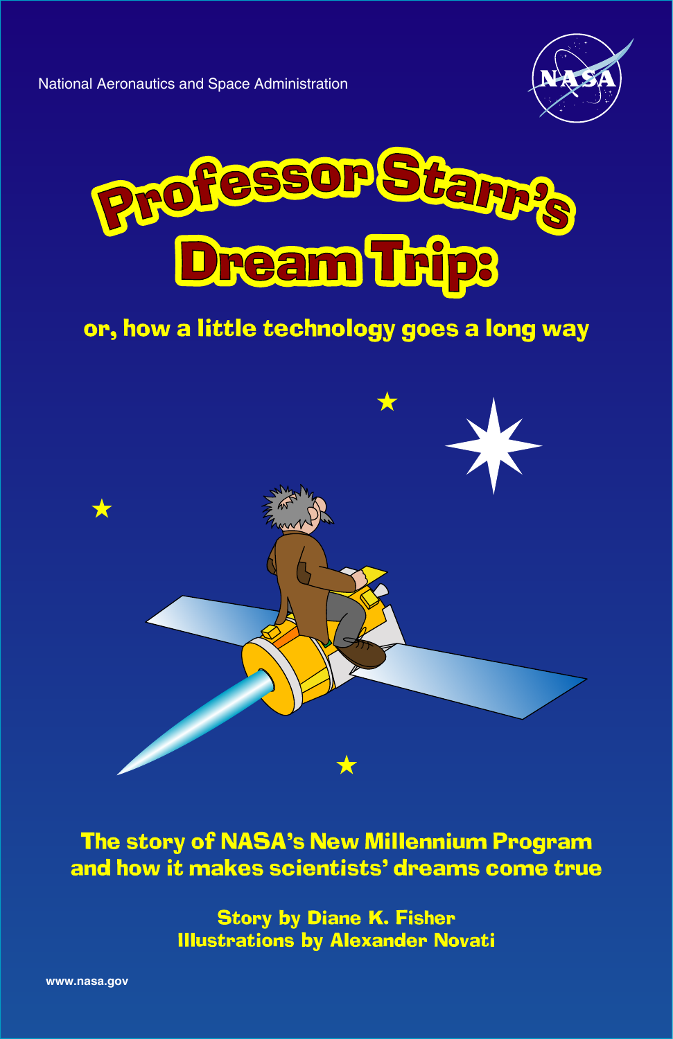National Aeronautics and Space Administration

# Professor Starr's Dream Trip:

## or, how a little technology goes a long way

**The story of NASA's New Millennium Program and how it makes scientists' dreams come true**

**Story by Diane K. Fisher**
**Illustrations by Alexander Novati**

www.nasa.gov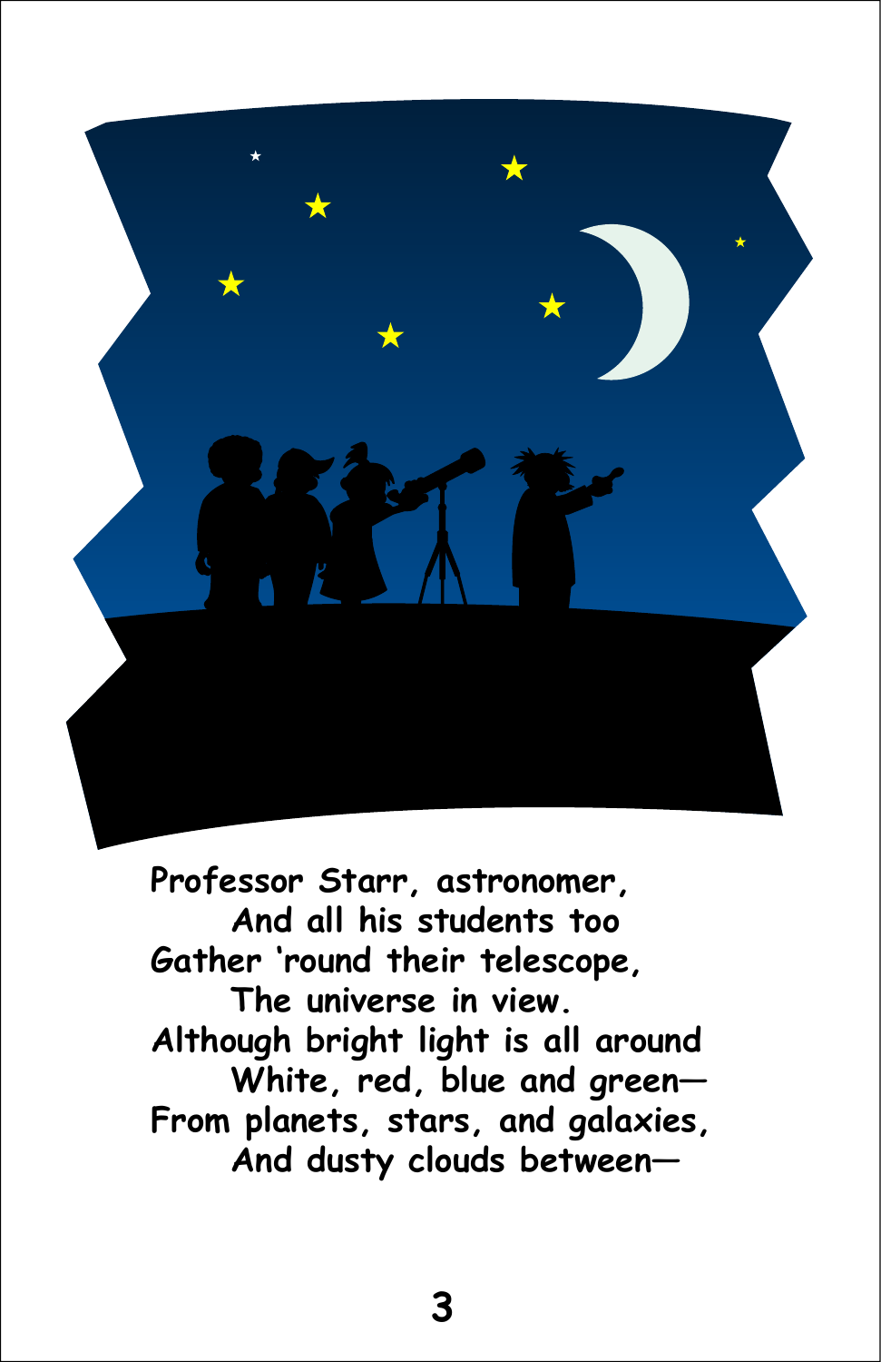**Professor Starr, astronomer,**  
**And all his students too**  
**Gather 'round their telescope,**  
**The universe in view.**  
**Although bright light is all around**  
**White, red, blue and green—**  
**From planets, stars, and galaxies,**  
**And dusty clouds between—**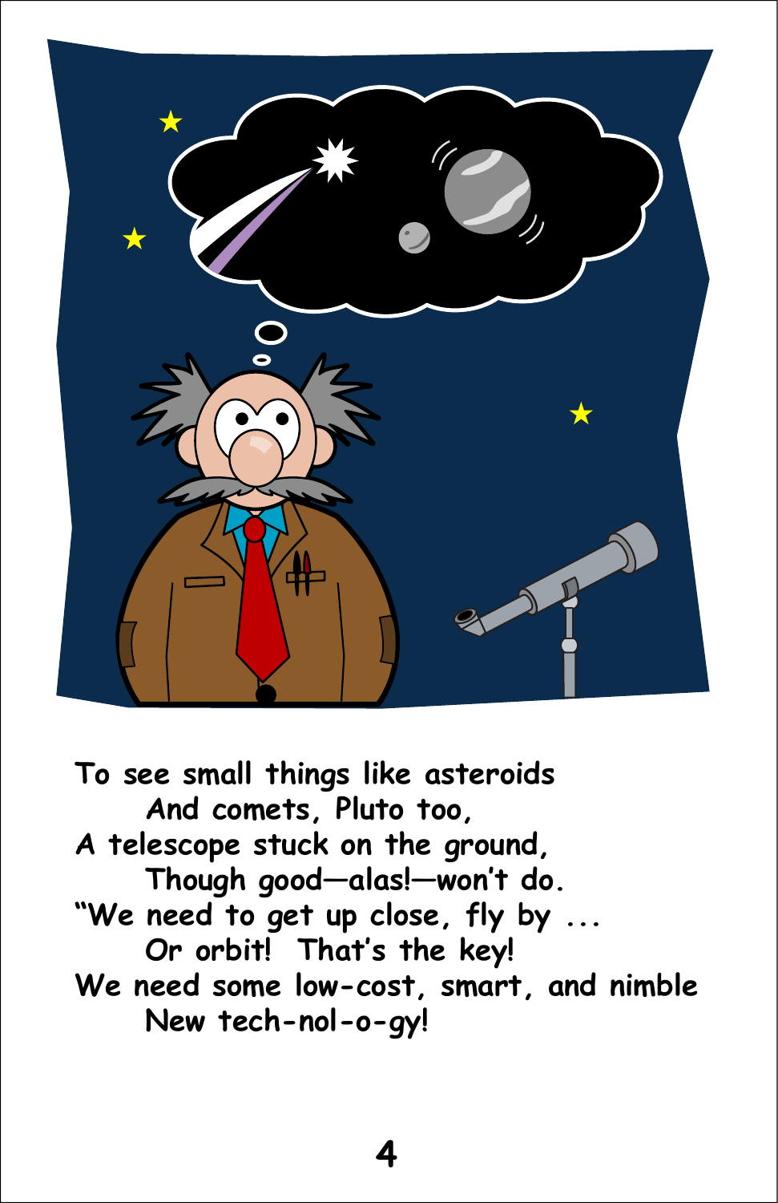To see small things like asteroids  
    And comets, Pluto too,  
A telescope stuck on the ground,  
    Though good—alas!—won't do.  
"We need to get up close, fly by ...  
    Or orbit!  That's the key!  
We need some low-cost, smart, and nimble  
    New tech-nol-o-gy!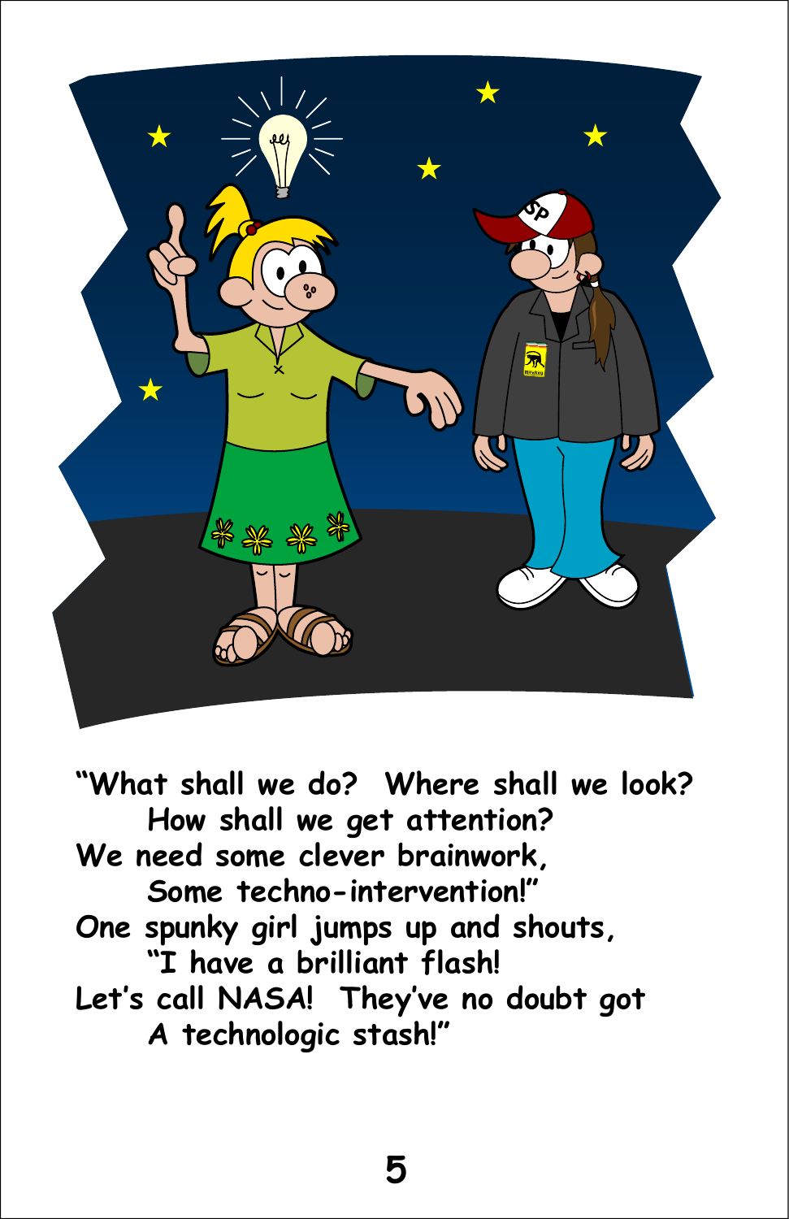"What shall we do? Where shall we look?
    How shall we get attention?
We need some clever brainwork,
    Some techno-intervention!"
One spunky girl jumps up and shouts,
    "I have a brilliant flash!
Let's call NASA! They've no doubt got
    A technologic stash!"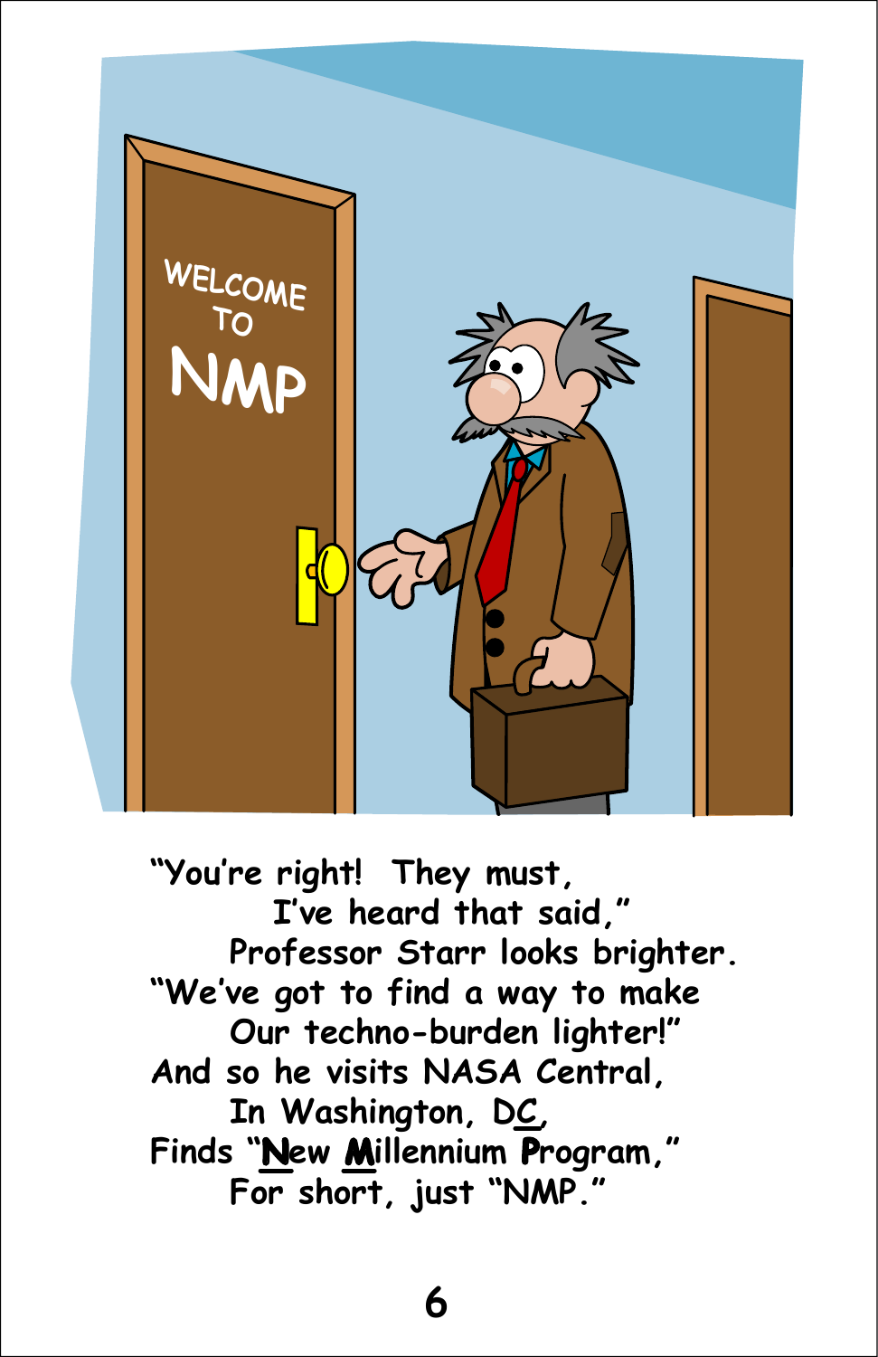"You're right! They must,
I've heard that said,"
Professor Starr looks brighter.
"We've got to find a way to make
Our techno-burden lighter!"
And so he visits NASA Central,
In Washington, D<u>C</u>,
Finds "<u>N</u>ew <u>M</u>illennium <u>P</u>rogram,"
For short, just "NMP."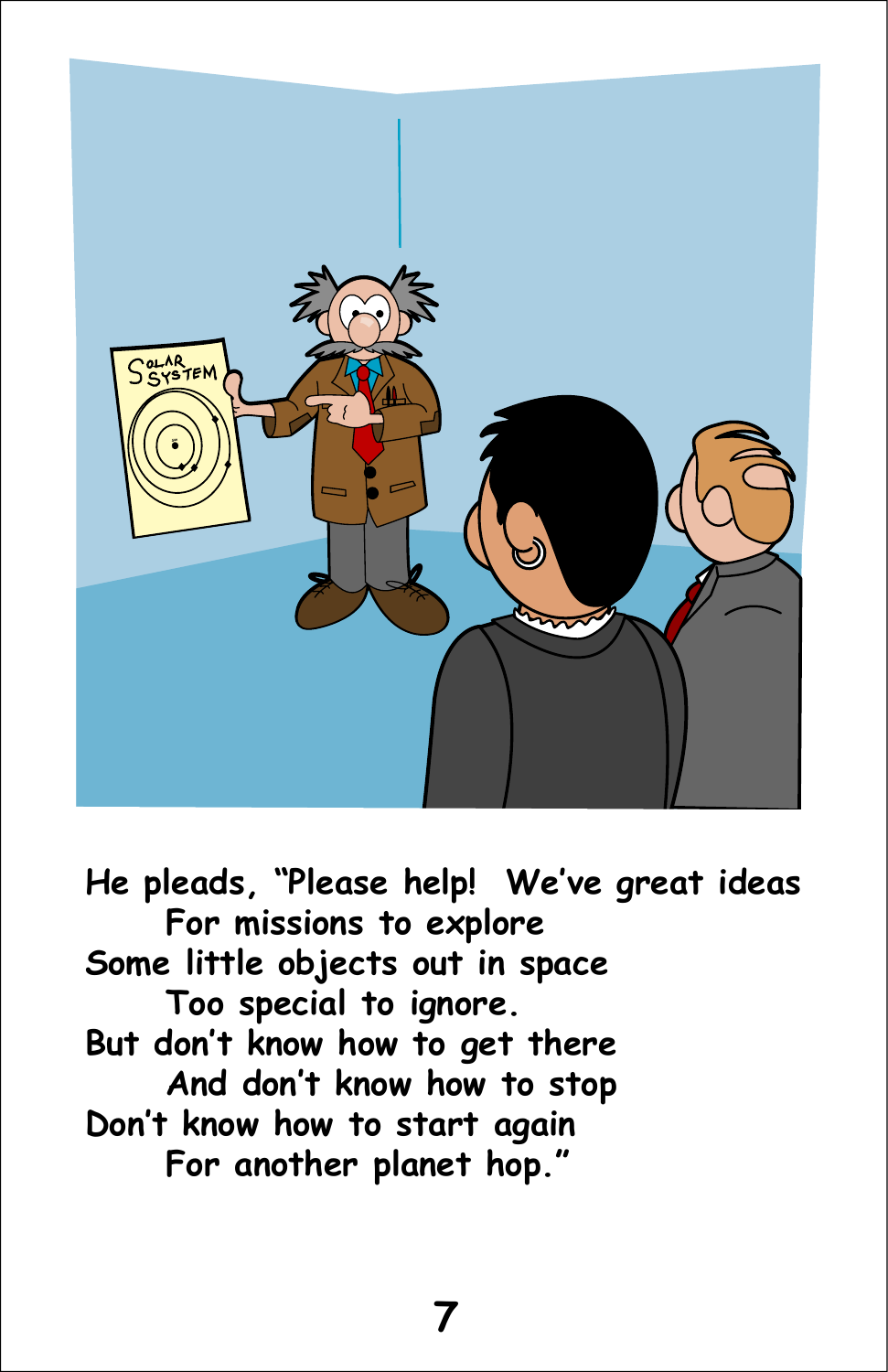He pleads, "Please help!  We've great ideas
For missions to explore
Some little objects out in space
Too special to ignore.
But don't know how to get there
And don't know how to stop
Don't know how to start again
For another planet hop."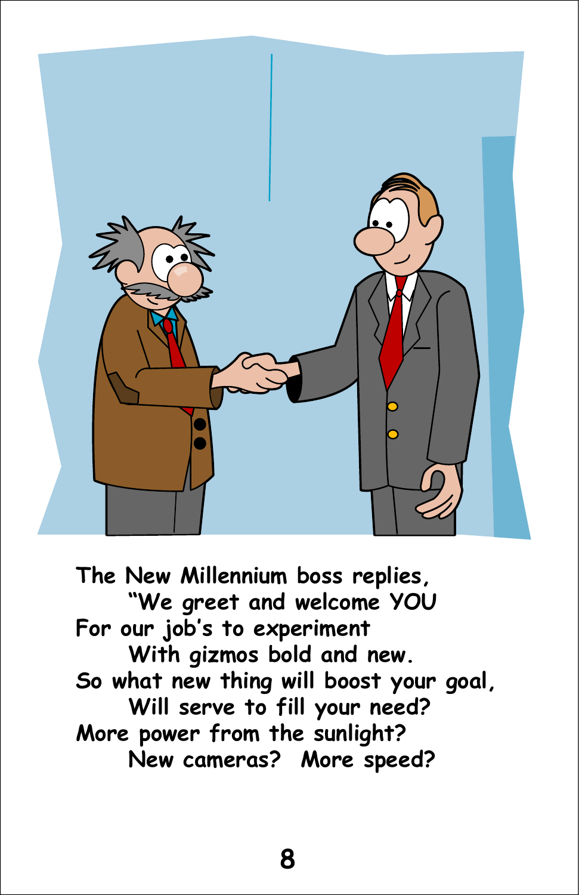The New Millennium boss replies,
"We greet and welcome YOU
For our job's to experiment
With gizmos bold and new.
So what new thing will boost your goal,
Will serve to fill your need?
More power from the sunlight?
New cameras? More speed?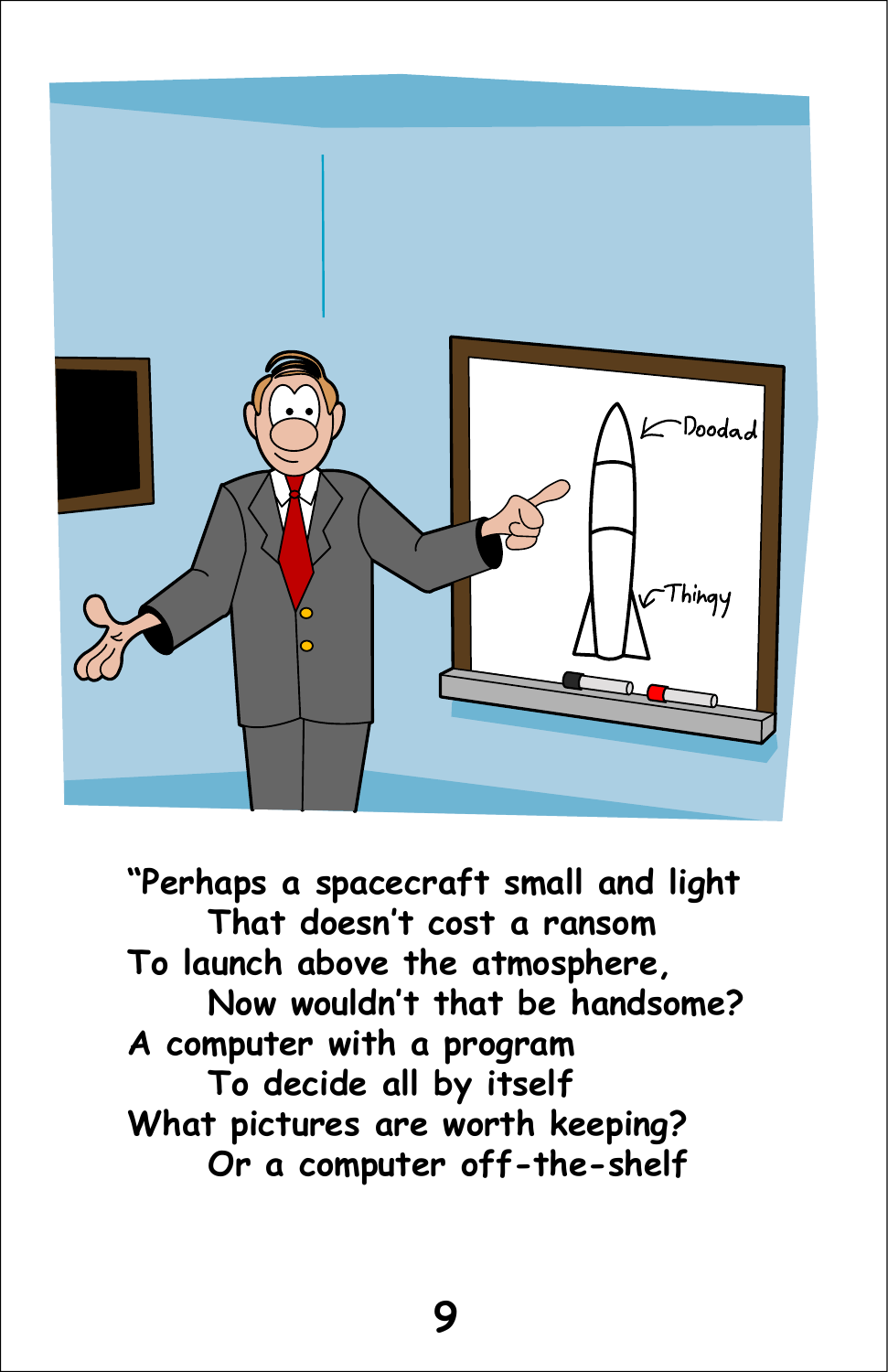"Perhaps a spacecraft small and light
    That doesn't cost a ransom
To launch above the atmosphere,
    Now wouldn't that be handsome?
A computer with a program
    To decide all by itself
What pictures are worth keeping?
    Or a computer off-the-shelf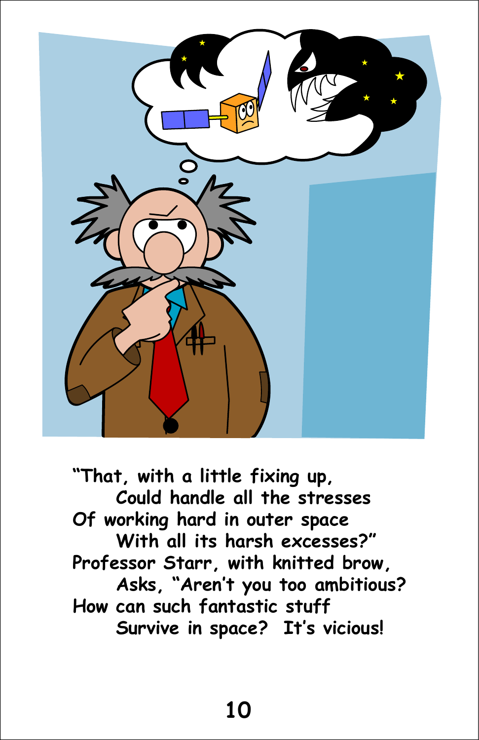"That, with a little fixing up,
    Could handle all the stresses
Of working hard in outer space
    With all its harsh excesses?"
Professor Starr, with knitted brow,
    Asks, "Aren't you too ambitious?
How can such fantastic stuff
    Survive in space?  It's vicious!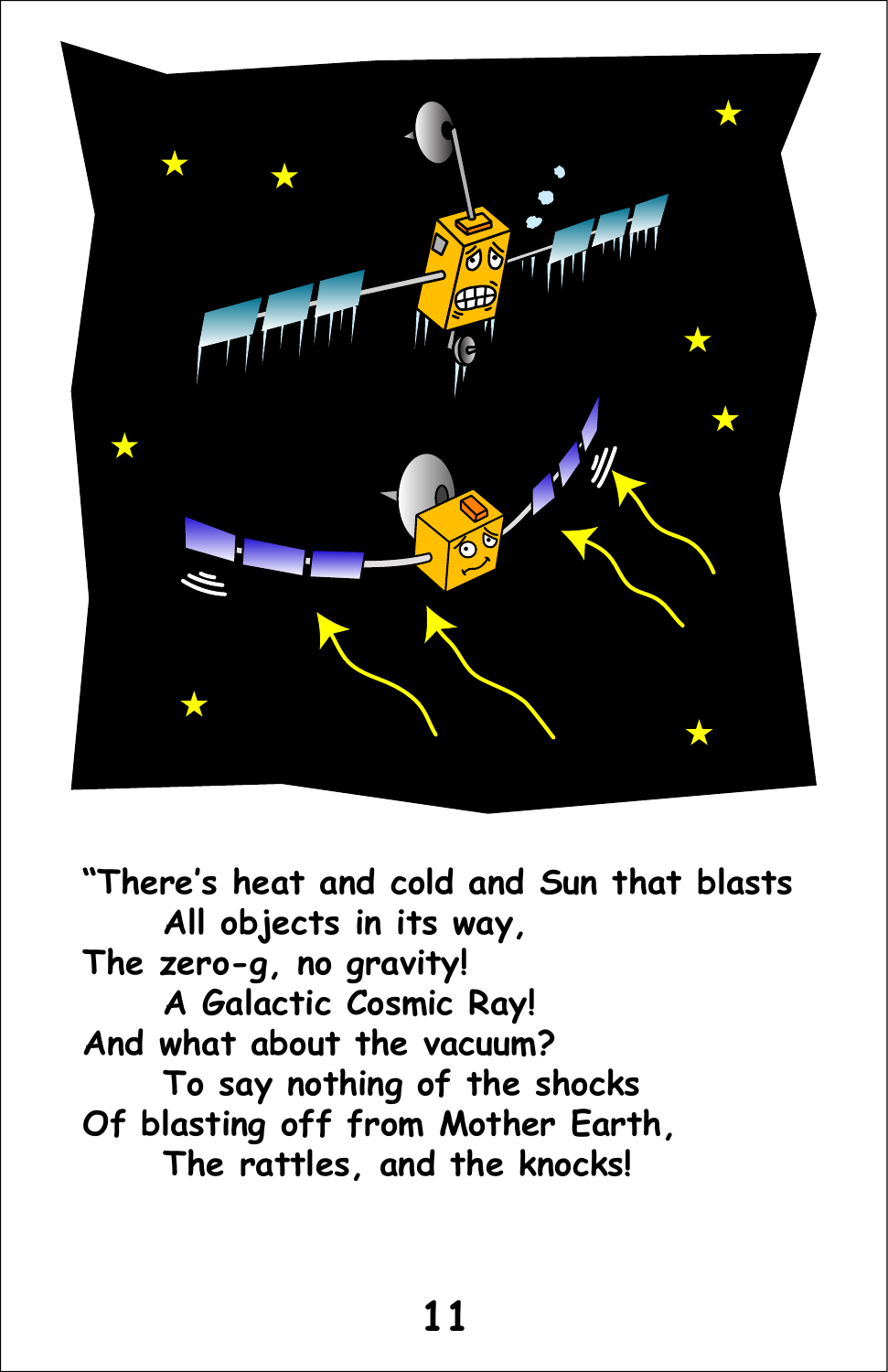"There's heat and cold and Sun that blasts
All objects in its way,
The zero-g, no gravity!
A Galactic Cosmic Ray!
And what about the vacuum?
To say nothing of the shocks
Of blasting off from Mother Earth,
The rattles, and the knocks!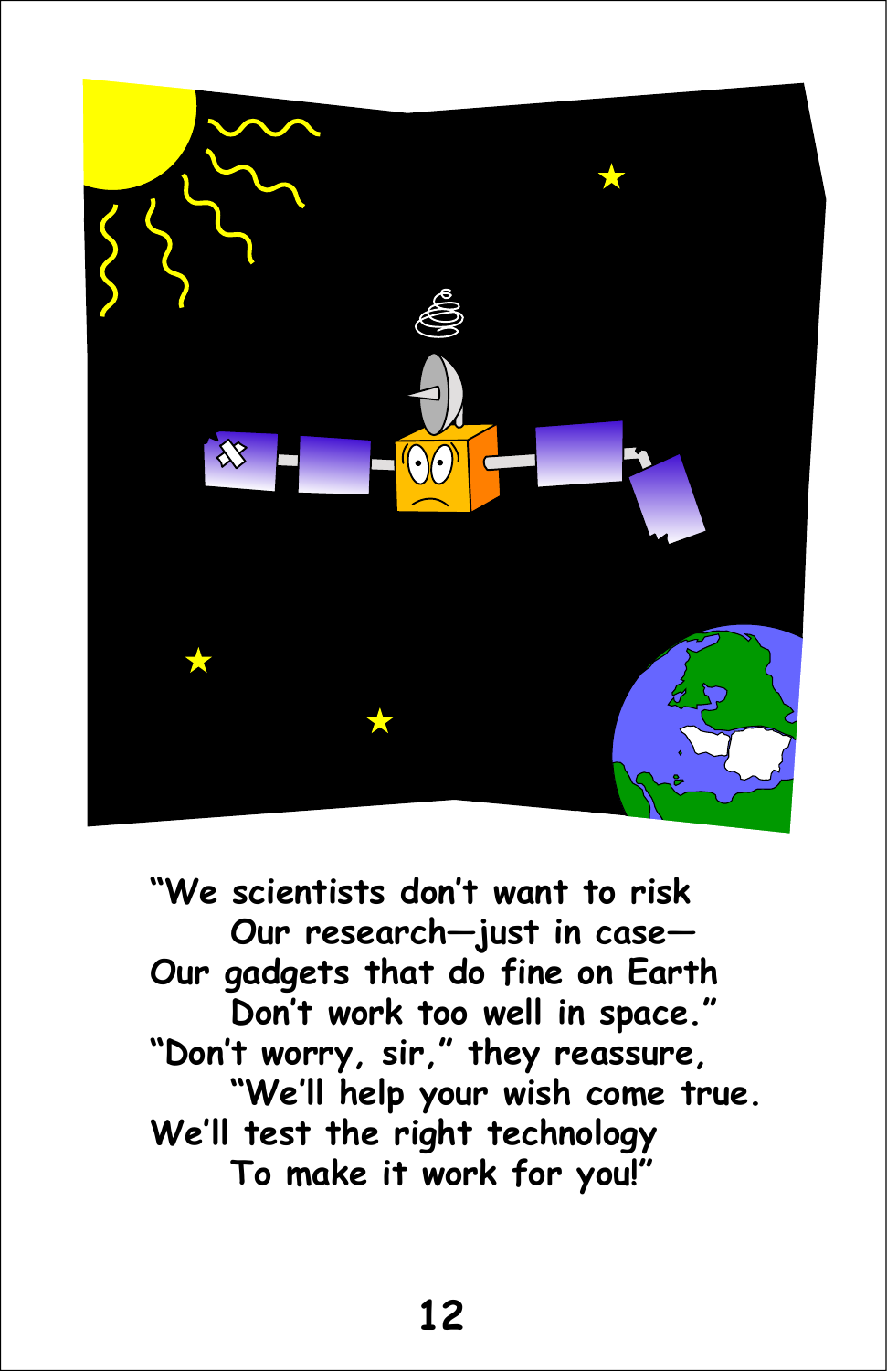"We scientists don't want to risk
    Our research—just in case—
Our gadgets that do fine on Earth
    Don't work too well in space."
"Don't worry, sir," they reassure,
    "We'll help your wish come true.
We'll test the right technology
    To make it work for you!"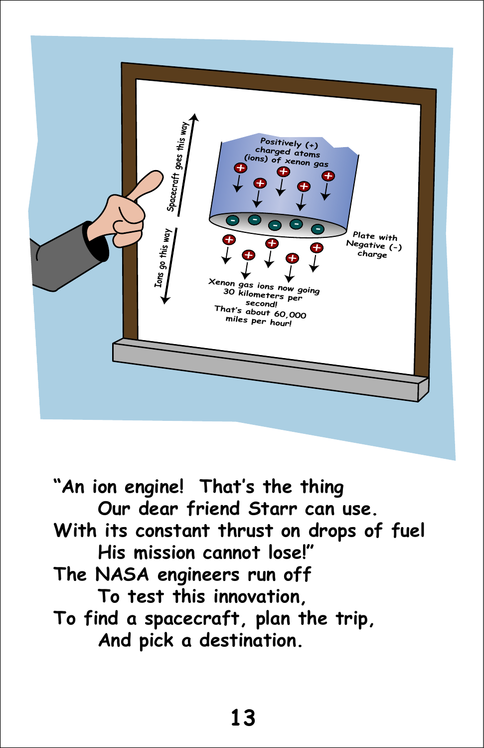"An ion engine! That's the thing
    Our dear friend Starr can use.
With its constant thrust on drops of fuel
    His mission cannot lose!"
The NASA engineers run off
    To test this innovation,
To find a spacecraft, plan the trip,
    And pick a destination.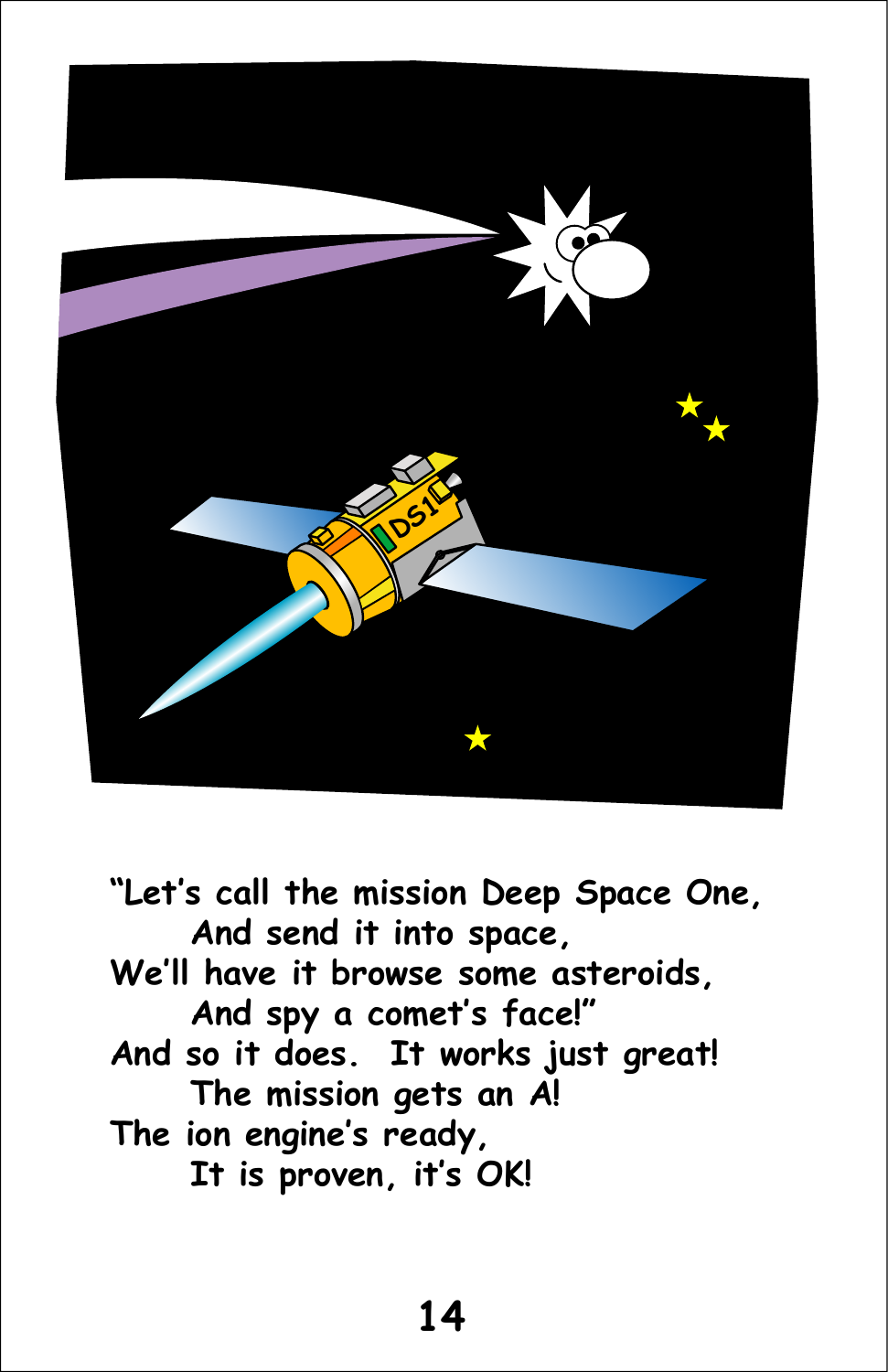"Let's call the mission Deep Space One,
    And send it into space,
We'll have it browse some asteroids,
    And spy a comet's face!"
And so it does.  It works just great!
    The mission gets an A!
The ion engine's ready,
    It is proven, it's OK!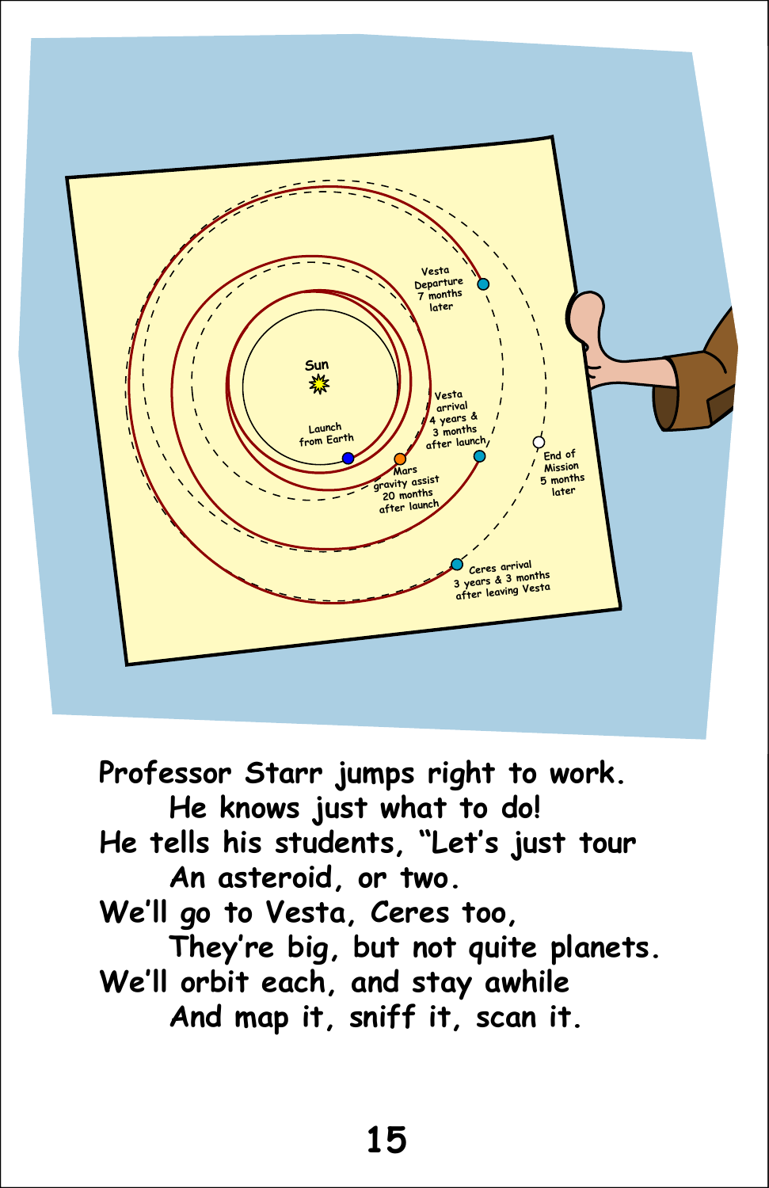Professor Starr jumps right to work.
He knows just what to do!
He tells his students, "Let's just tour
An asteroid, or two.
We'll go to Vesta, Ceres too,
They're big, but not quite planets.
We'll orbit each, and stay awhile
And map it, sniff it, scan it.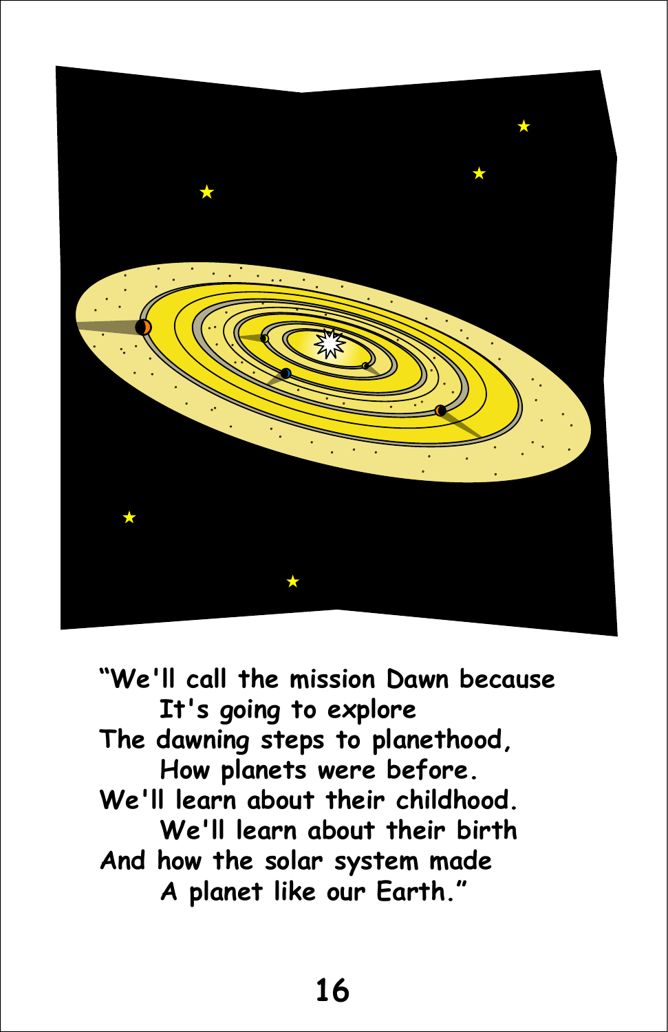"We'll call the mission Dawn because  
It's going to explore  
The dawning steps to planethood,  
How planets were before.  
We'll learn about their childhood.  
We'll learn about their birth  
And how the solar system made  
A planet like our Earth."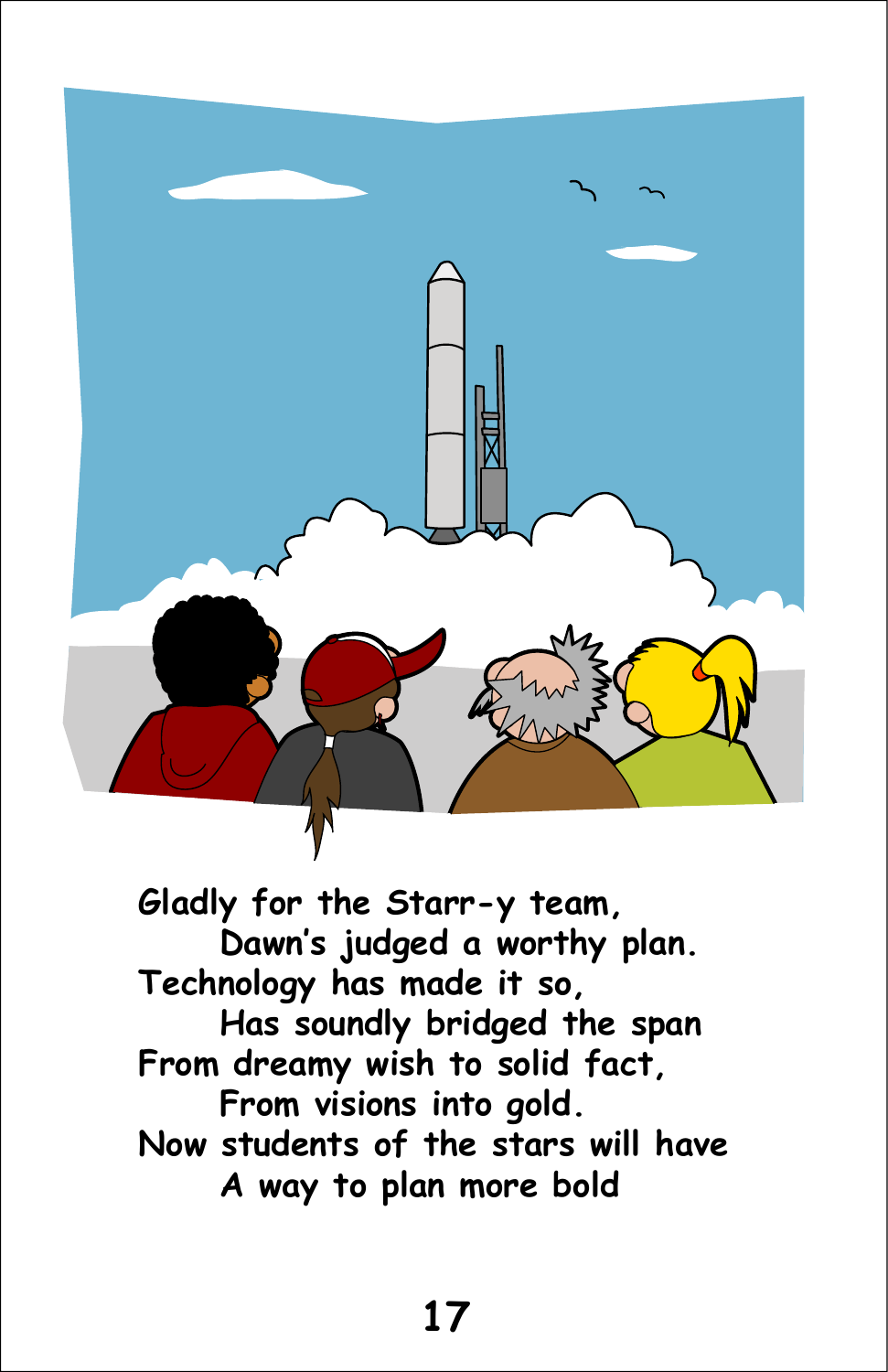Gladly for the Starr-y team,
    Dawn's judged a worthy plan.
Technology has made it so,
    Has soundly bridged the span
From dreamy wish to solid fact,
    From visions into gold.
Now students of the stars will have
    A way to plan more bold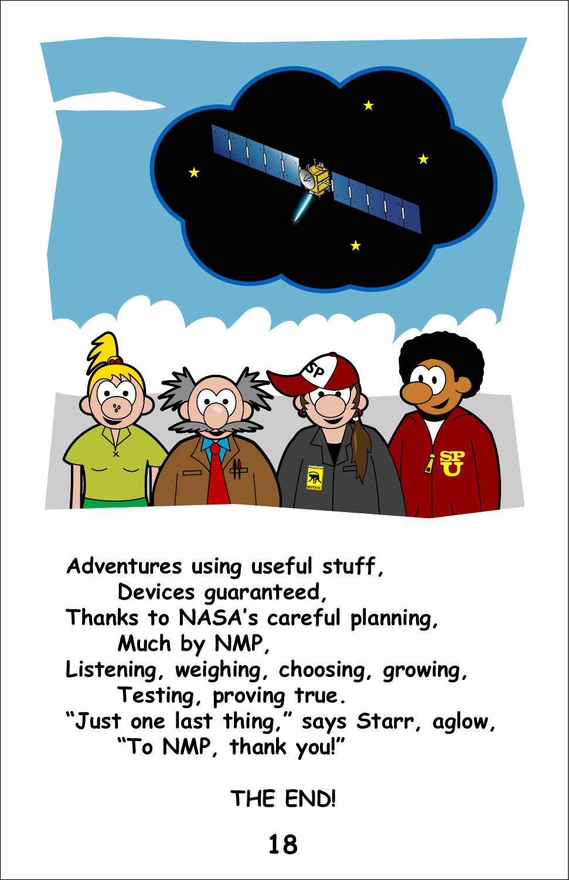Adventures using useful stuff,
    Devices guaranteed,
Thanks to NASA's careful planning,
    Much by NMP,
Listening, weighing, choosing, growing,
    Testing, proving true.
"Just one last thing," says Starr, aglow,
    "To NMP, thank you!"

THE END!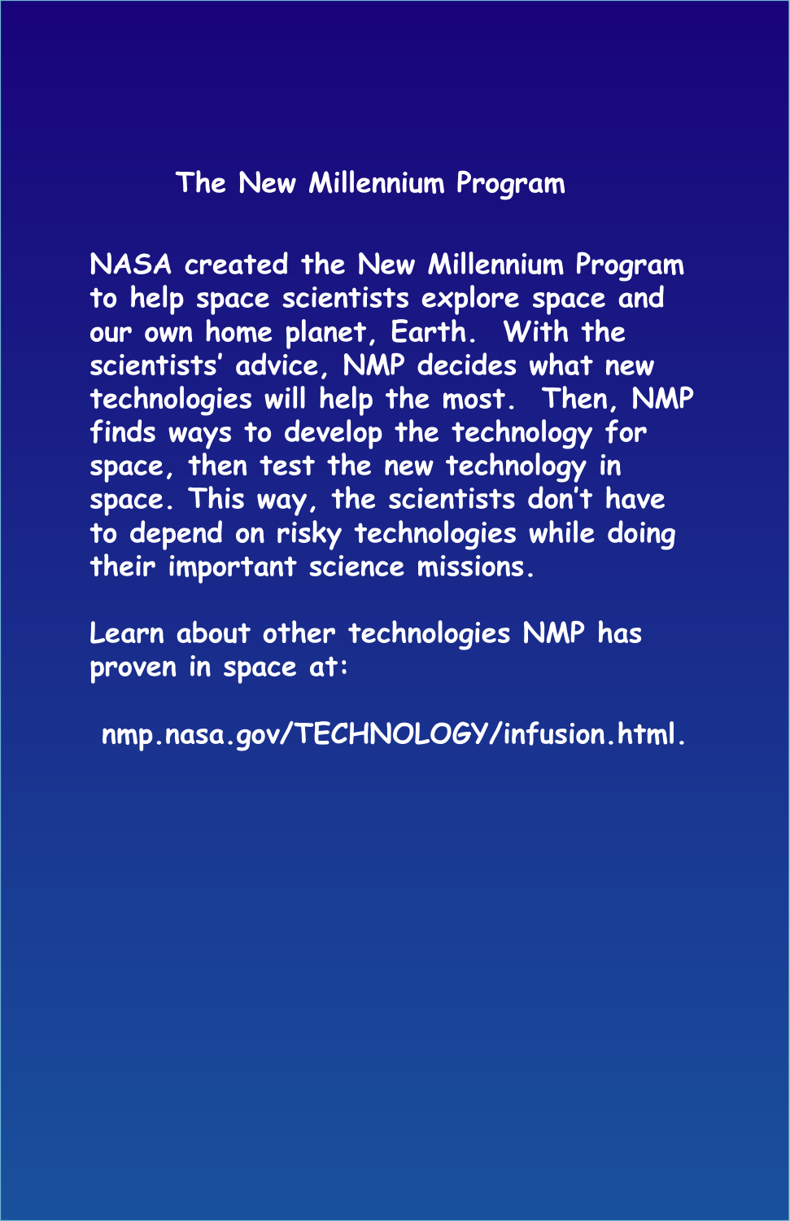## The New Millennium Program

NASA created the New Millennium Program to help space scientists explore space and our own home planet, Earth. With the scientists' advice, NMP decides what new technologies will help the most. Then, NMP finds ways to develop the technology for space, then test the new technology in space. This way, the scientists don't have to depend on risky technologies while doing their important science missions.

Learn about other technologies NMP has proven in space at:

nmp.nasa.gov/TECHNOLOGY/infusion.html.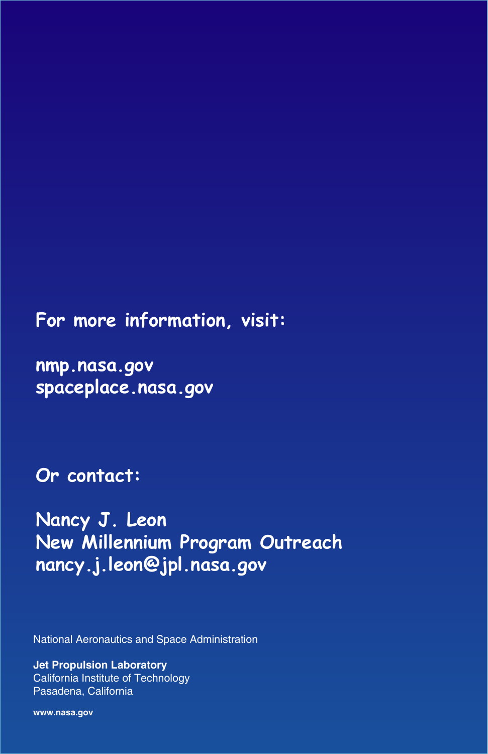**For more information, visit:**

**nmp.nasa.gov**
**spaceplace.nasa.gov**

**Or contact:**

**Nancy J. Leon**
**New Millennium Program Outreach**
**nancy.j.leon@jpl.nasa.gov**

National Aeronautics and Space Administration

**Jet Propulsion Laboratory**
California Institute of Technology
Pasadena, California

**www.nasa.gov**